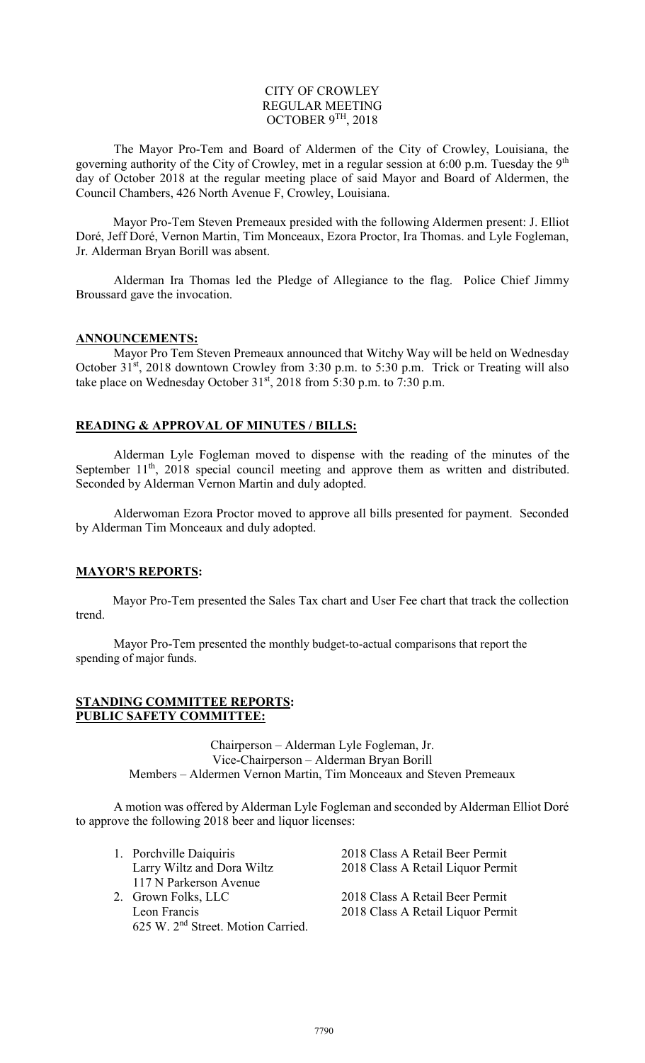# CITY OF CROWLEY
## REGULAR MEETING
## OCTOBER 9TH, 2018

The Mayor Pro-Tem and Board of Aldermen of the City of Crowley, Louisiana, the governing authority of the City of Crowley, met in a regular session at 6:00 p.m. Tuesday the 9th day of October 2018 at the regular meeting place of said Mayor and Board of Aldermen, the Council Chambers, 426 North Avenue F, Crowley, Louisiana.

Mayor Pro-Tem Steven Premeaux presided with the following Aldermen present: J. Elliot Doré, Jeff Doré, Vernon Martin, Tim Monceaux, Ezora Proctor, Ira Thomas. and Lyle Fogleman, Jr. Alderman Bryan Borill was absent.

Alderman Ira Thomas led the Pledge of Allegiance to the flag. Police Chief Jimmy Broussard gave the invocation.

**ANNOUNCEMENTS:**

Mayor Pro Tem Steven Premeaux announced that Witchy Way will be held on Wednesday October 31st, 2018 downtown Crowley from 3:30 p.m. to 5:30 p.m. Trick or Treating will also take place on Wednesday October 31st, 2018 from 5:30 p.m. to 7:30 p.m.

**READING & APPROVAL OF MINUTES / BILLS:**

Alderman Lyle Fogleman moved to dispense with the reading of the minutes of the September 11th, 2018 special council meeting and approve them as written and distributed. Seconded by Alderman Vernon Martin and duly adopted.

Alderwoman Ezora Proctor moved to approve all bills presented for payment. Seconded by Alderman Tim Monceaux and duly adopted.

**MAYOR'S REPORTS:**

Mayor Pro-Tem presented the Sales Tax chart and User Fee chart that track the collection trend.

Mayor Pro-Tem presented the monthly budget-to-actual comparisons that report the spending of major funds.

**STANDING COMMITTEE REPORTS:**
**PUBLIC SAFETY COMMITTEE:**

Chairperson – Alderman Lyle Fogleman, Jr.
Vice-Chairperson – Alderman Bryan Borill
Members – Aldermen Vernon Martin, Tim Monceaux and Steven Premeaux

A motion was offered by Alderman Lyle Fogleman and seconded by Alderman Elliot Doré to approve the following 2018 beer and liquor licenses:

1. Porchville Daiquiris — 2018 Class A Retail Beer Permit
   Larry Wiltz and Dora Wiltz — 2018 Class A Retail Liquor Permit
   117 N Parkerson Avenue
2. Grown Folks, LLC — 2018 Class A Retail Beer Permit
   Leon Francis — 2018 Class A Retail Liquor Permit
   625 W. 2nd Street. Motion Carried.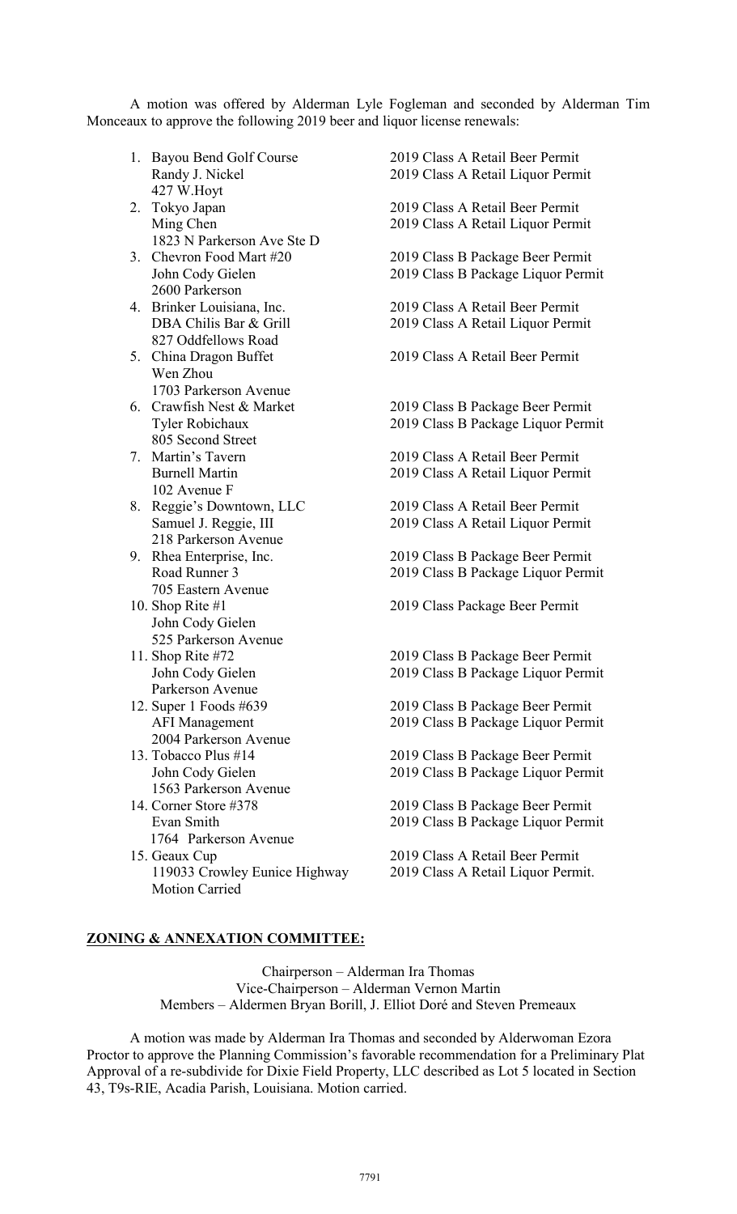A motion was offered by Alderman Lyle Fogleman and seconded by Alderman Tim Monceaux to approve the following 2019 beer and liquor license renewals:

1. Bayou Bend Golf Course — 2019 Class A Retail Beer Permit
   Randy J. Nickel — 2019 Class A Retail Liquor Permit
   427 W.Hoyt
2. Tokyo Japan — 2019 Class A Retail Beer Permit
   Ming Chen — 2019 Class A Retail Liquor Permit
   1823 N Parkerson Ave Ste D
3. Chevron Food Mart #20 — 2019 Class B Package Beer Permit
   John Cody Gielen — 2019 Class B Package Liquor Permit
   2600 Parkerson
4. Brinker Louisiana, Inc. — 2019 Class A Retail Beer Permit
   DBA Chilis Bar & Grill — 2019 Class A Retail Liquor Permit
   827 Oddfellows Road
5. China Dragon Buffet — 2019 Class A Retail Beer Permit
   Wen Zhou
   1703 Parkerson Avenue
6. Crawfish Nest & Market — 2019 Class B Package Beer Permit
   Tyler Robichaux — 2019 Class B Package Liquor Permit
   805 Second Street
7. Martin's Tavern — 2019 Class A Retail Beer Permit
   Burnell Martin — 2019 Class A Retail Liquor Permit
   102 Avenue F
8. Reggie's Downtown, LLC — 2019 Class A Retail Beer Permit
   Samuel J. Reggie, III — 2019 Class A Retail Liquor Permit
   218 Parkerson Avenue
9. Rhea Enterprise, Inc. — 2019 Class B Package Beer Permit
   Road Runner 3 — 2019 Class B Package Liquor Permit
   705 Eastern Avenue
10. Shop Rite #1 — 2019 Class Package Beer Permit
    John Cody Gielen
    525 Parkerson Avenue
11. Shop Rite #72 — 2019 Class B Package Beer Permit
    John Cody Gielen — 2019 Class B Package Liquor Permit
    Parkerson Avenue
12. Super 1 Foods #639 — 2019 Class B Package Beer Permit
    AFI Management — 2019 Class B Package Liquor Permit
    2004 Parkerson Avenue
13. Tobacco Plus #14 — 2019 Class B Package Beer Permit
    John Cody Gielen — 2019 Class B Package Liquor Permit
    1563 Parkerson Avenue
14. Corner Store #378 — 2019 Class B Package Beer Permit
    Evan Smith — 2019 Class B Package Liquor Permit
    1764 Parkerson Avenue
15. Geaux Cup — 2019 Class A Retail Beer Permit
    119033 Crowley Eunice Highway — 2019 Class A Retail Liquor Permit.
    Motion Carried

## ZONING & ANNEXATION COMMITTEE:

Chairperson – Alderman Ira Thomas
Vice-Chairperson – Alderman Vernon Martin
Members – Aldermen Bryan Borill, J. Elliot Doré and Steven Premeaux

A motion was made by Alderman Ira Thomas and seconded by Alderwoman Ezora Proctor to approve the Planning Commission's favorable recommendation for a Preliminary Plat Approval of a re-subdivide for Dixie Field Property, LLC described as Lot 5 located in Section 43, T9s-RIE, Acadia Parish, Louisiana. Motion carried.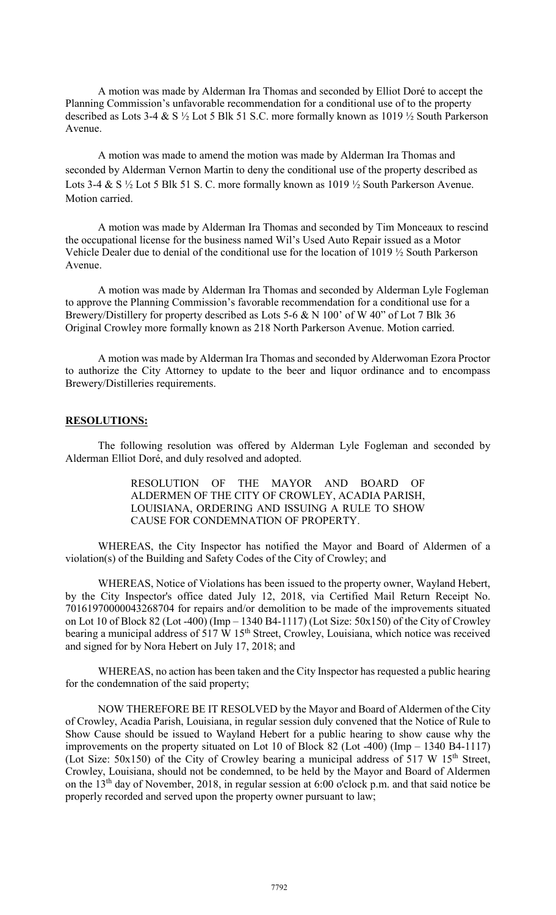A motion was made by Alderman Ira Thomas and seconded by Elliot Doré to accept the Planning Commission's unfavorable recommendation for a conditional use of to the property described as Lots 3-4 & S ½ Lot 5 Blk 51 S.C. more formally known as 1019 ½ South Parkerson Avenue.

A motion was made to amend the motion was made by Alderman Ira Thomas and seconded by Alderman Vernon Martin to deny the conditional use of the property described as Lots 3-4 & S ½ Lot 5 Blk 51 S. C. more formally known as 1019 ½ South Parkerson Avenue. Motion carried.

A motion was made by Alderman Ira Thomas and seconded by Tim Monceaux to rescind the occupational license for the business named Wil's Used Auto Repair issued as a Motor Vehicle Dealer due to denial of the conditional use for the location of 1019 ½ South Parkerson Avenue.

A motion was made by Alderman Ira Thomas and seconded by Alderman Lyle Fogleman to approve the Planning Commission's favorable recommendation for a conditional use for a Brewery/Distillery for property described as Lots 5-6 & N 100' of W 40" of Lot 7 Blk 36 Original Crowley more formally known as 218 North Parkerson Avenue. Motion carried.

A motion was made by Alderman Ira Thomas and seconded by Alderwoman Ezora Proctor to authorize the City Attorney to update to the beer and liquor ordinance and to encompass Brewery/Distilleries requirements.

**RESOLUTIONS:**

The following resolution was offered by Alderman Lyle Fogleman and seconded by Alderman Elliot Doré, and duly resolved and adopted.

RESOLUTION OF THE MAYOR AND BOARD OF ALDERMEN OF THE CITY OF CROWLEY, ACADIA PARISH, LOUISIANA, ORDERING AND ISSUING A RULE TO SHOW CAUSE FOR CONDEMNATION OF PROPERTY.

WHEREAS, the City Inspector has notified the Mayor and Board of Aldermen of a violation(s) of the Building and Safety Codes of the City of Crowley; and

WHEREAS, Notice of Violations has been issued to the property owner, Wayland Hebert, by the City Inspector's office dated July 12, 2018, via Certified Mail Return Receipt No. 70161970000043268704 for repairs and/or demolition to be made of the improvements situated on Lot 10 of Block 82 (Lot -400) (Imp – 1340 B4-1117) (Lot Size: 50x150) of the City of Crowley bearing a municipal address of 517 W 15th Street, Crowley, Louisiana, which notice was received and signed for by Nora Hebert on July 17, 2018; and

WHEREAS, no action has been taken and the City Inspector has requested a public hearing for the condemnation of the said property;

NOW THEREFORE BE IT RESOLVED by the Mayor and Board of Aldermen of the City of Crowley, Acadia Parish, Louisiana, in regular session duly convened that the Notice of Rule to Show Cause should be issued to Wayland Hebert for a public hearing to show cause why the improvements on the property situated on Lot 10 of Block 82 (Lot -400) (Imp – 1340 B4-1117) (Lot Size: 50x150) of the City of Crowley bearing a municipal address of 517 W 15th Street, Crowley, Louisiana, should not be condemned, to be held by the Mayor and Board of Aldermen on the 13th day of November, 2018, in regular session at 6:00 o'clock p.m. and that said notice be properly recorded and served upon the property owner pursuant to law;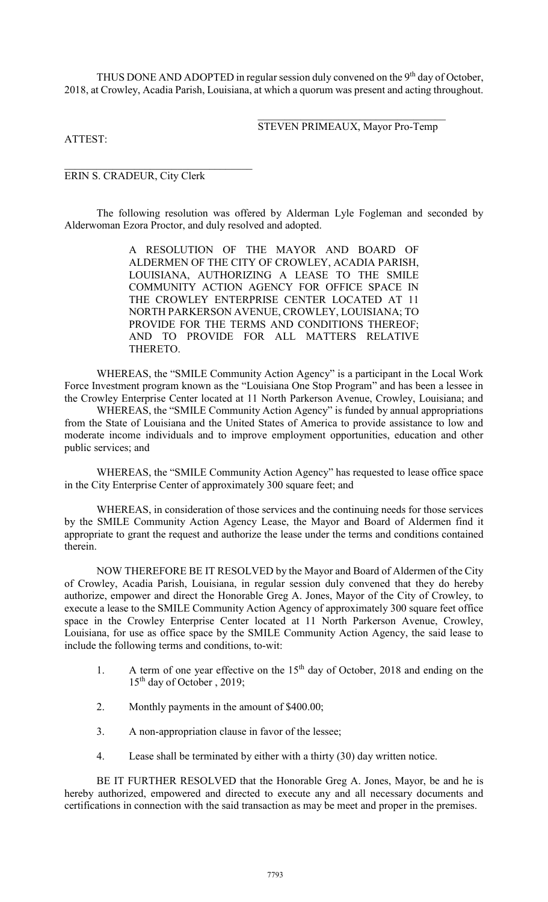THUS DONE AND ADOPTED in regular session duly convened on the 9th day of October, 2018, at Crowley, Acadia Parish, Louisiana, at which a quorum was present and acting throughout.

\_\_\_\_\_\_\_\_\_\_\_\_\_\_\_\_\_\_\_\_\_\_\_\_\_\_\_\_\_\_\_\_\_\_\_\_

STEVEN PRIMEAUX, Mayor Pro-Temp

ATTEST:

\_\_\_\_\_\_\_\_\_\_\_\_\_\_\_\_\_\_\_\_\_\_\_\_\_\_\_\_\_\_\_\_\_\_\_\_

ERIN S. CRADEUR, City Clerk

The following resolution was offered by Alderman Lyle Fogleman and seconded by Alderwoman Ezora Proctor, and duly resolved and adopted.

> A RESOLUTION OF THE MAYOR AND BOARD OF ALDERMEN OF THE CITY OF CROWLEY, ACADIA PARISH, LOUISIANA, AUTHORIZING A LEASE TO THE SMILE COMMUNITY ACTION AGENCY FOR OFFICE SPACE IN THE CROWLEY ENTERPRISE CENTER LOCATED AT 11 NORTH PARKERSON AVENUE, CROWLEY, LOUISIANA; TO PROVIDE FOR THE TERMS AND CONDITIONS THEREOF; AND TO PROVIDE FOR ALL MATTERS RELATIVE THERETO.

WHEREAS, the "SMILE Community Action Agency" is a participant in the Local Work Force Investment program known as the "Louisiana One Stop Program" and has been a lessee in the Crowley Enterprise Center located at 11 North Parkerson Avenue, Crowley, Louisiana; and

WHEREAS, the "SMILE Community Action Agency" is funded by annual appropriations from the State of Louisiana and the United States of America to provide assistance to low and moderate income individuals and to improve employment opportunities, education and other public services; and

WHEREAS, the "SMILE Community Action Agency" has requested to lease office space in the City Enterprise Center of approximately 300 square feet; and

WHEREAS, in consideration of those services and the continuing needs for those services by the SMILE Community Action Agency Lease, the Mayor and Board of Aldermen find it appropriate to grant the request and authorize the lease under the terms and conditions contained therein.

NOW THEREFORE BE IT RESOLVED by the Mayor and Board of Aldermen of the City of Crowley, Acadia Parish, Louisiana, in regular session duly convened that they do hereby authorize, empower and direct the Honorable Greg A. Jones, Mayor of the City of Crowley, to execute a lease to the SMILE Community Action Agency of approximately 300 square feet office space in the Crowley Enterprise Center located at 11 North Parkerson Avenue, Crowley, Louisiana, for use as office space by the SMILE Community Action Agency, the said lease to include the following terms and conditions, to-wit:

1. A term of one year effective on the 15th day of October, 2018 and ending on the 15th day of October , 2019;
2. Monthly payments in the amount of $400.00;
3. A non-appropriation clause in favor of the lessee;
4. Lease shall be terminated by either with a thirty (30) day written notice.

BE IT FURTHER RESOLVED that the Honorable Greg A. Jones, Mayor, be and he is hereby authorized, empowered and directed to execute any and all necessary documents and certifications in connection with the said transaction as may be meet and proper in the premises.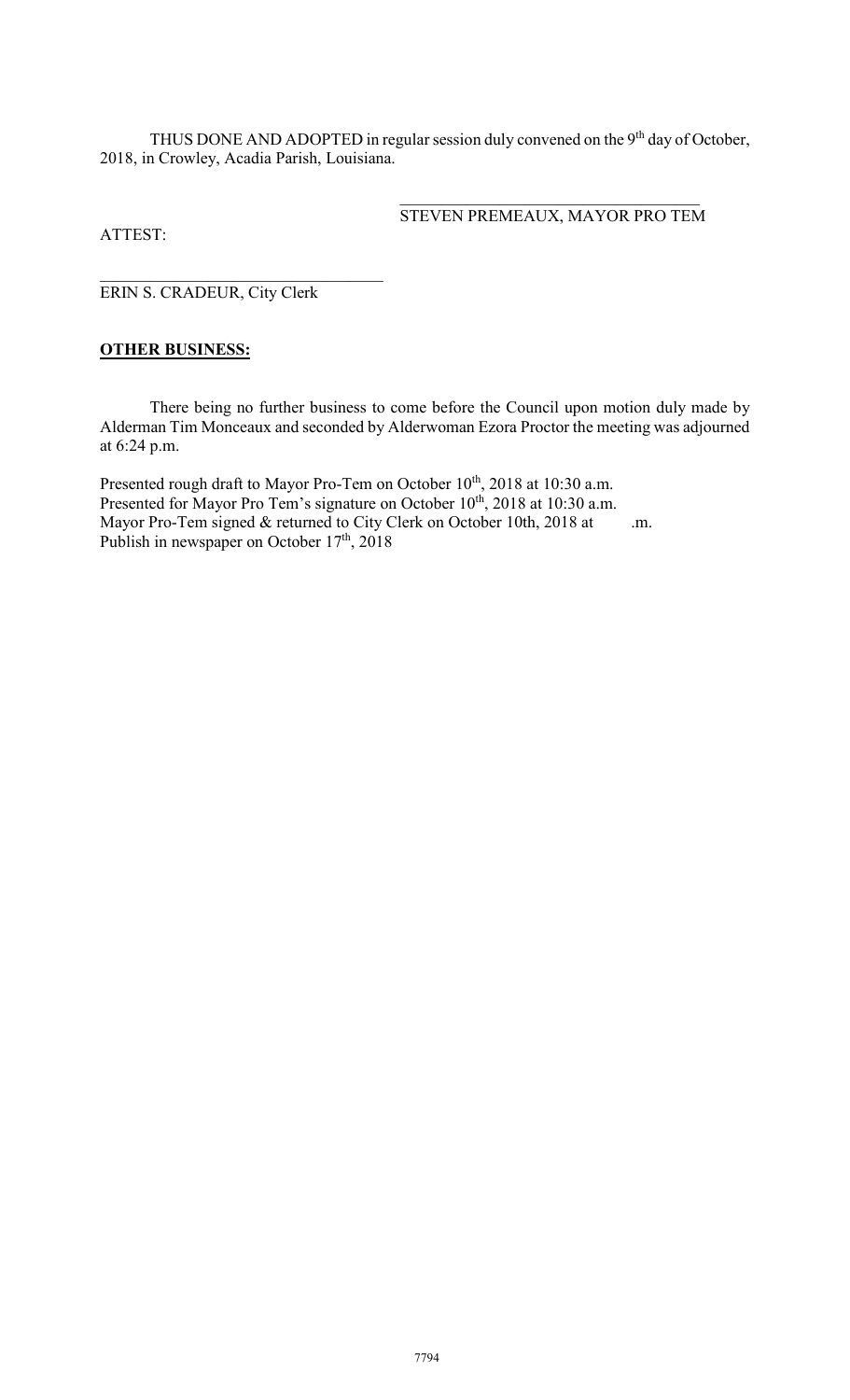THUS DONE AND ADOPTED in regular session duly convened on the 9th day of October, 2018, in Crowley, Acadia Parish, Louisiana.

\_\_\_\_\_\_\_\_\_\_\_\_\_\_\_\_\_\_\_\_\_\_\_\_\_\_\_\_\_\_\_\_\_\_
STEVEN PREMEAUX, MAYOR PRO TEM

ATTEST:

\_\_\_\_\_\_\_\_\_\_\_\_\_\_\_\_\_\_\_\_\_\_\_\_\_\_\_\_\_\_\_\_\_\_
ERIN S. CRADEUR, City Clerk

**OTHER BUSINESS:**

There being no further business to come before the Council upon motion duly made by Alderman Tim Monceaux and seconded by Alderwoman Ezora Proctor the meeting was adjourned at 6:24 p.m.

Presented rough draft to Mayor Pro-Tem on October 10th, 2018 at 10:30 a.m.
Presented for Mayor Pro Tem's signature on October 10th, 2018 at 10:30 a.m.
Mayor Pro-Tem signed & returned to City Clerk on October 10th, 2018 at .m.
Publish in newspaper on October 17th, 2018